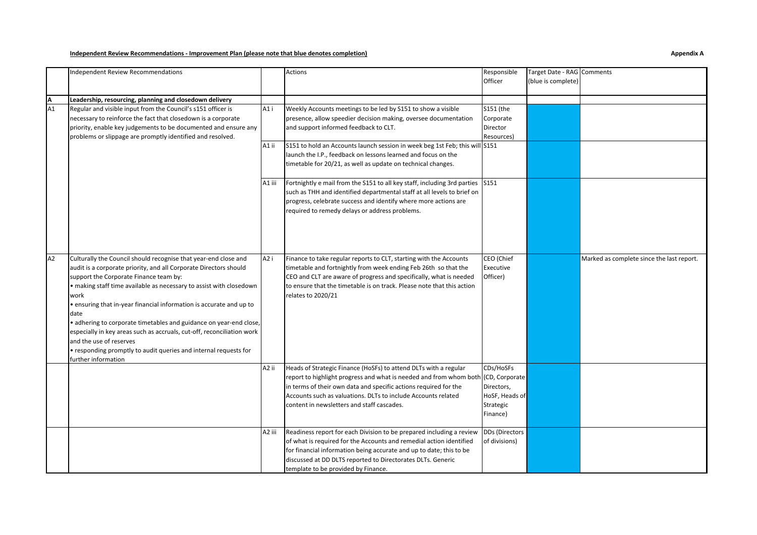**Independent Review Recommendations - Improvement Plan (please note that blue denotes completion)**

**Appendix A**

| | Independent Review Recommendations | | Actions | Responsible Officer | Target Date - RAG (blue is complete) | Comments |
|---|---|---|---|---|---|---|
| **A** | **Leadership, resourcing, planning and closedown delivery** | | | | | |
| A1 | Regular and visible input from the Council's s151 officer is necessary to reinforce the fact that closedown is a corporate priority, enable key judgements to be documented and ensure any problems or slippage are promptly identified and resolved. | A1 i | Weekly Accounts meetings to be led by S151 to show a visible presence, allow speedier decision making, oversee documentation and support informed feedback to CLT. | S151 (the Corporate Director Resources) | | |
| | | A1 ii | S151 to hold an Accounts launch session in week beg 1st Feb; this will launch the I.P., feedback on lessons learned and focus on the timetable for 20/21, as well as update on technical changes. | S151 | | |
| | | A1 iii | Fortnightly e mail from the S151 to all key staff, including 3rd parties such as THH and identified departmental staff at all levels to brief on progress, celebrate success and identify where more actions are required to remedy delays or address problems. | S151 | | |
| A2 | Culturally the Council should recognise that year-end close and audit is a corporate priority, and all Corporate Directors should support the Corporate Finance team by:<br>• making staff time available as necessary to assist with closedown work<br>• ensuring that in-year financial information is accurate and up to date<br>• adhering to corporate timetables and guidance on year-end close, especially in key areas such as accruals, cut-off, reconciliation work and the use of reserves<br>• responding promptly to audit queries and internal requests for further information | A2 i | Finance to take regular reports to CLT, starting with the Accounts timetable and fortnightly from week ending Feb 26th so that the CEO and CLT are aware of progress and specifically, what is needed to ensure that the timetable is on track. Please note that this action relates to 2020/21 | CEO (Chief Executive Officer) | | Marked as complete since the last report. |
| | | A2 ii | Heads of Strategic Finance (HoSFs) to attend DLTs with a regular report to highlight progress and what is needed and from whom both in terms of their own data and specific actions required for the Accounts such as valuations. DLTs to include Accounts related content in newsletters and staff cascades. | CDs/HoSFs (CD, Corporate Directors, HoSF, Heads of Strategic Finance) | | |
| | | A2 iii | Readiness report for each Division to be prepared including a review of what is required for the Accounts and remedial action identified for financial information being accurate and up to date; this to be discussed at DD DLTS reported to Directorates DLTs. Generic template to be provided by Finance. | DDs (Directors of divisions) | | |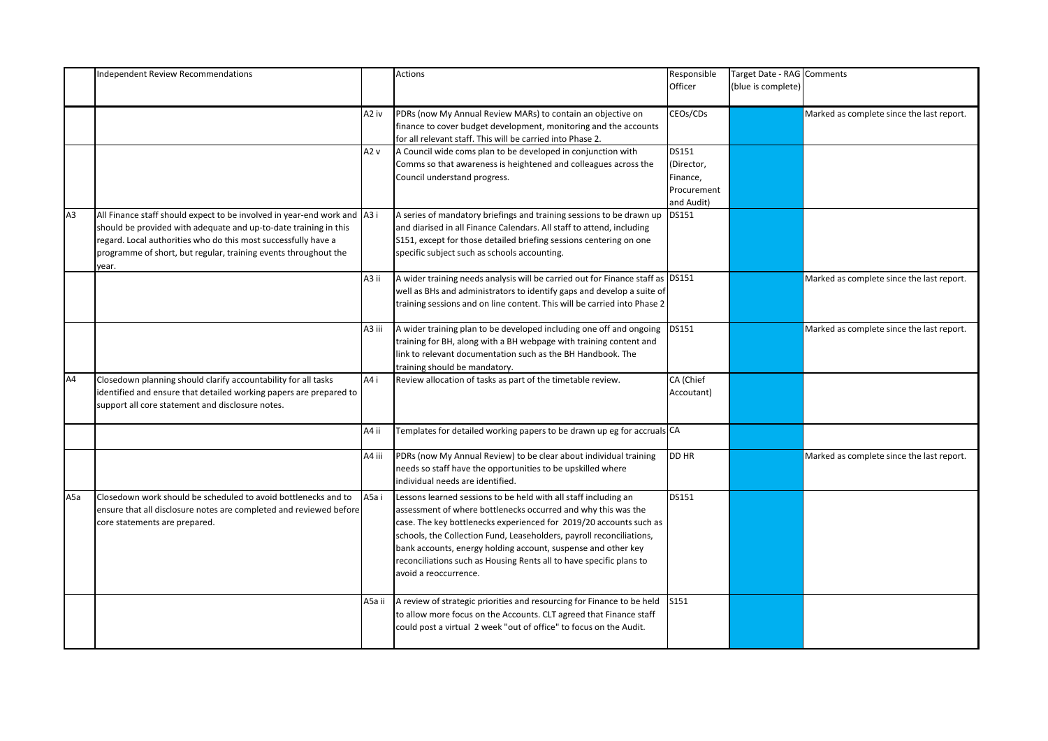|  | Independent Review Recommendations |  | Actions | Responsible Officer | Target Date - RAG (blue is complete) | Comments |
|---|---|---|---|---|---|---|
|  |  | A2 iv | PDRs (now My Annual Review MARs) to contain an objective on finance to cover budget development, monitoring and the accounts for all relevant staff. This will be carried into Phase 2. | CEOs/CDs |  | Marked as complete since the last report. |
|  |  | A2 v | A Council wide coms plan to be developed in conjunction with Comms so that awareness is heightened and colleagues across the Council understand progress. | DS151 (Director, Finance, Procurement and Audit) |  |  |
| A3 | All Finance staff should expect to be involved in year-end work and should be provided with adequate and up-to-date training in this regard. Local authorities who do this most successfully have a programme of short, but regular, training events throughout the year. | A3 i | A series of mandatory briefings and training sessions to be drawn up and diarised in all Finance Calendars. All staff to attend, including S151, except for those detailed briefing sessions centering on one specific subject such as schools accounting. | DS151 |  |  |
|  |  | A3 ii | A wider training needs analysis will be carried out for Finance staff as well as BHs and administrators to identify gaps and develop a suite of training sessions and on line content. This will be carried into Phase 2 | DS151 |  | Marked as complete since the last report. |
|  |  | A3 iii | A wider training plan to be developed including one off and ongoing training for BH, along with a BH webpage with training content and link to relevant documentation such as the BH Handbook. The training should be mandatory. | DS151 |  | Marked as complete since the last report. |
| A4 | Closedown planning should clarify accountability for all tasks identified and ensure that detailed working papers are prepared to support all core statement and disclosure notes. | A4 i | Review allocation of tasks as part of the timetable review. | CA (Chief Accoutant) |  |  |
|  |  | A4 ii | Templates for detailed working papers to be drawn up eg for accruals | CA |  |  |
|  |  | A4 iii | PDRs (now My Annual Review) to be clear about individual training needs so staff have the opportunities to be upskilled where individual needs are identified. | DD HR |  | Marked as complete since the last report. |
| A5a | Closedown work should be scheduled to avoid bottlenecks and to ensure that all disclosure notes are completed and reviewed before core statements are prepared. | A5a i | Lessons learned sessions to be held with all staff including an assessment of where bottlenecks occurred and why this was the case. The key bottlenecks experienced for 2019/20 accounts such as schools, the Collection Fund, Leaseholders, payroll reconciliations, bank accounts, energy holding account, suspense and other key reconciliations such as Housing Rents all to have specific plans to avoid a reoccurrence. | DS151 |  |  |
|  |  | A5a ii | A review of strategic priorities and resourcing for Finance to be held to allow more focus on the Accounts. CLT agreed that Finance staff could post a virtual 2 week "out of office" to focus on the Audit. | S151 |  |  |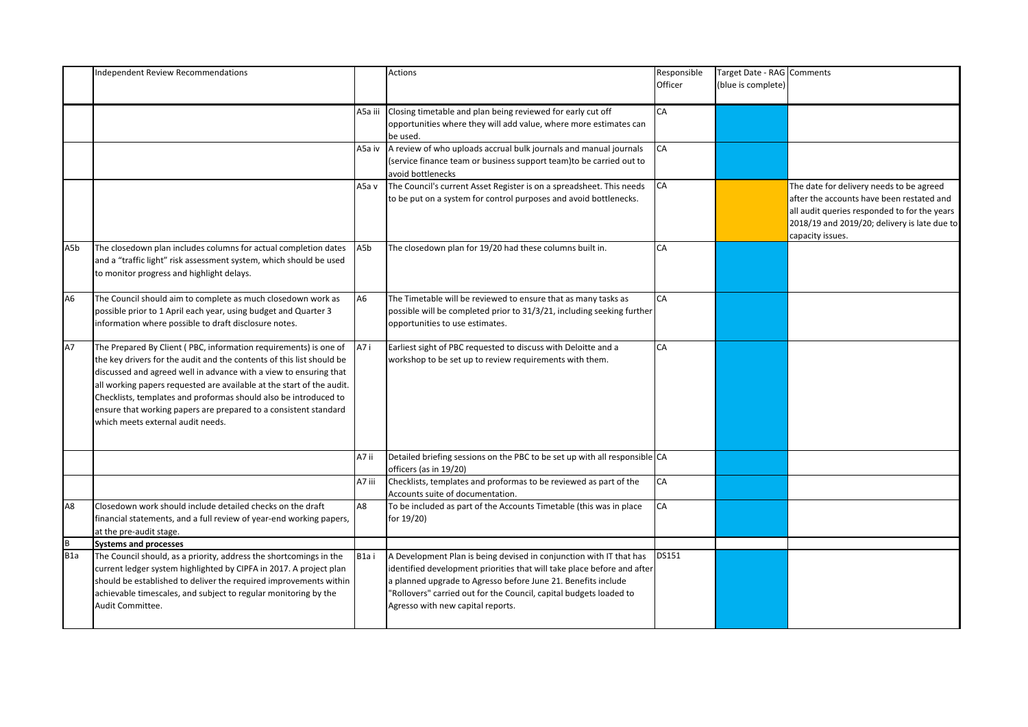| | Independent Review Recommendations | | Actions | Responsible Officer | Target Date - RAG (blue is complete) | Comments |
|---|---|---|---|---|---|---|
| | | A5a iii | Closing timetable and plan being reviewed for early cut off opportunities where they will add value, where more estimates can be used. | CA | | |
| | | A5a iv | A review of who uploads accrual bulk journals and manual journals (service finance team or business support team)to be carried out to avoid bottlenecks | CA | | |
| | | A5a v | The Council's current Asset Register is on a spreadsheet. This needs to be put on a system for control purposes and avoid bottlenecks. | CA | | The date for delivery needs to be agreed after the accounts have been restated and all audit queries responded to for the years 2018/19 and 2019/20; delivery is late due to capacity issues. |
| A5b | The closedown plan includes columns for actual completion dates and a "traffic light" risk assessment system, which should be used to monitor progress and highlight delays. | A5b | The closedown plan for 19/20 had these columns built in. | CA | | |
| A6 | The Council should aim to complete as much closedown work as possible prior to 1 April each year, using budget and Quarter 3 information where possible to draft disclosure notes. | A6 | The Timetable will be reviewed to ensure that as many tasks as possible will be completed prior to 31/3/21, including seeking further opportunities to use estimates. | CA | | |
| A7 | The Prepared By Client ( PBC, information requirements) is one of the key drivers for the audit and the contents of this list should be discussed and agreed well in advance with a view to ensuring that all working papers requested are available at the start of the audit. Checklists, templates and proformas should also be introduced to ensure that working papers are prepared to a consistent standard which meets external audit needs. | A7 i | Earliest sight of PBC requested to discuss with Deloitte and a workshop to be set up to review requirements with them. | CA | | |
| | | A7 ii | Detailed briefing sessions on the PBC to be set up with all responsible officers (as in 19/20) | CA | | |
| | | A7 iii | Checklists, templates and proformas to be reviewed as part of the Accounts suite of documentation. | CA | | |
| A8 | Closedown work should include detailed checks on the draft financial statements, and a full review of year-end working papers, at the pre-audit stage. | A8 | To be included as part of the Accounts Timetable (this was in place for 19/20) | CA | | |
| B | **Systems and processes** | | | | | |
| B1a | The Council should, as a priority, address the shortcomings in the current ledger system highlighted by CIPFA in 2017. A project plan should be established to deliver the required improvements within achievable timescales, and subject to regular monitoring by the Audit Committee. | B1a i | A Development Plan is being devised in conjunction with IT that has identified development priorities that will take place before and after a planned upgrade to Agresso before June 21. Benefits include "Rollovers" carried out for the Council, capital budgets loaded to Agresso with new capital reports. | DS151 | | |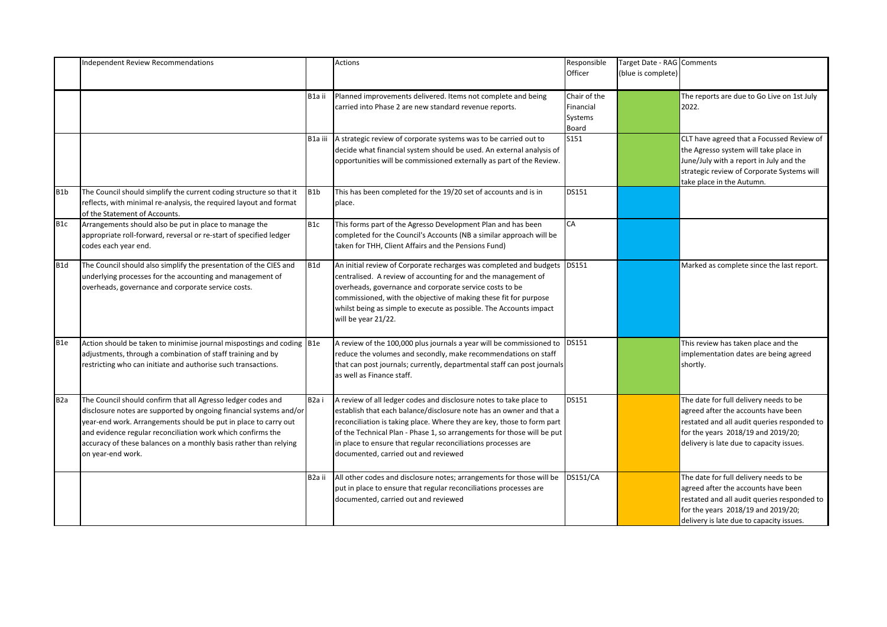| | Independent Review Recommendations | | Actions | Responsible Officer | Target Date - RAG (blue is complete) | Comments |
|---|---|---|---|---|---|---|
| | | B1a ii | Planned improvements delivered. Items not complete and being carried into Phase 2 are new standard revenue reports. | Chair of the Financial Systems Board | | The reports are due to Go Live on 1st July 2022. |
| | | B1a iii | A strategic review of corporate systems was to be carried out to decide what financial system should be used. An external analysis of opportunities will be commissioned externally as part of the Review. | S151 | | CLT have agreed that a Focussed Review of the Agresso system will take place in June/July with a report in July and the strategic review of Corporate Systems will take place in the Autumn. |
| B1b | The Council should simplify the current coding structure so that it reflects, with minimal re-analysis, the required layout and format of the Statement of Accounts. | B1b | This has been completed for the 19/20 set of accounts and is in place. | DS151 | | |
| B1c | Arrangements should also be put in place to manage the appropriate roll-forward, reversal or re-start of specified ledger codes each year end. | B1c | This forms part of the Agresso Development Plan and has been completed for the Council's Accounts (NB a similar approach will be taken for THH, Client Affairs and the Pensions Fund) | CA | | |
| B1d | The Council should also simplify the presentation of the CIES and underlying processes for the accounting and management of overheads, governance and corporate service costs. | B1d | An initial review of Corporate recharges was completed and budgets centralised. A review of accounting for and the management of overheads, governance and corporate service costs to be commissioned, with the objective of making these fit for purpose whilst being as simple to execute as possible. The Accounts impact will be year 21/22. | DS151 | | Marked as complete since the last report. |
| B1e | Action should be taken to minimise journal mispostings and coding adjustments, through a combination of staff training and by restricting who can initiate and authorise such transactions. | B1e | A review of the 100,000 plus journals a year will be commissioned to reduce the volumes and secondly, make recommendations on staff that can post journals; currently, departmental staff can post journals as well as Finance staff. | DS151 | | This review has taken place and the implementation dates are being agreed shortly. |
| B2a | The Council should confirm that all Agresso ledger codes and disclosure notes are supported by ongoing financial systems and/or year-end work. Arrangements should be put in place to carry out and evidence regular reconciliation work which confirms the accuracy of these balances on a monthly basis rather than relying on year-end work. | B2a i | A review of all ledger codes and disclosure notes to take place to establish that each balance/disclosure note has an owner and that a reconciliation is taking place. Where they are key, those to form part of the Technical Plan - Phase 1, so arrangements for those will be put in place to ensure that regular reconciliations processes are documented, carried out and reviewed | DS151 | | The date for full delivery needs to be agreed after the accounts have been restated and all audit queries responded to for the years 2018/19 and 2019/20; delivery is late due to capacity issues. |
| | | B2a ii | All other codes and disclosure notes; arrangements for those will be put in place to ensure that regular reconciliations processes are documented, carried out and reviewed | DS151/CA | | The date for full delivery needs to be agreed after the accounts have been restated and all audit queries responded to for the years 2018/19 and 2019/20; delivery is late due to capacity issues. |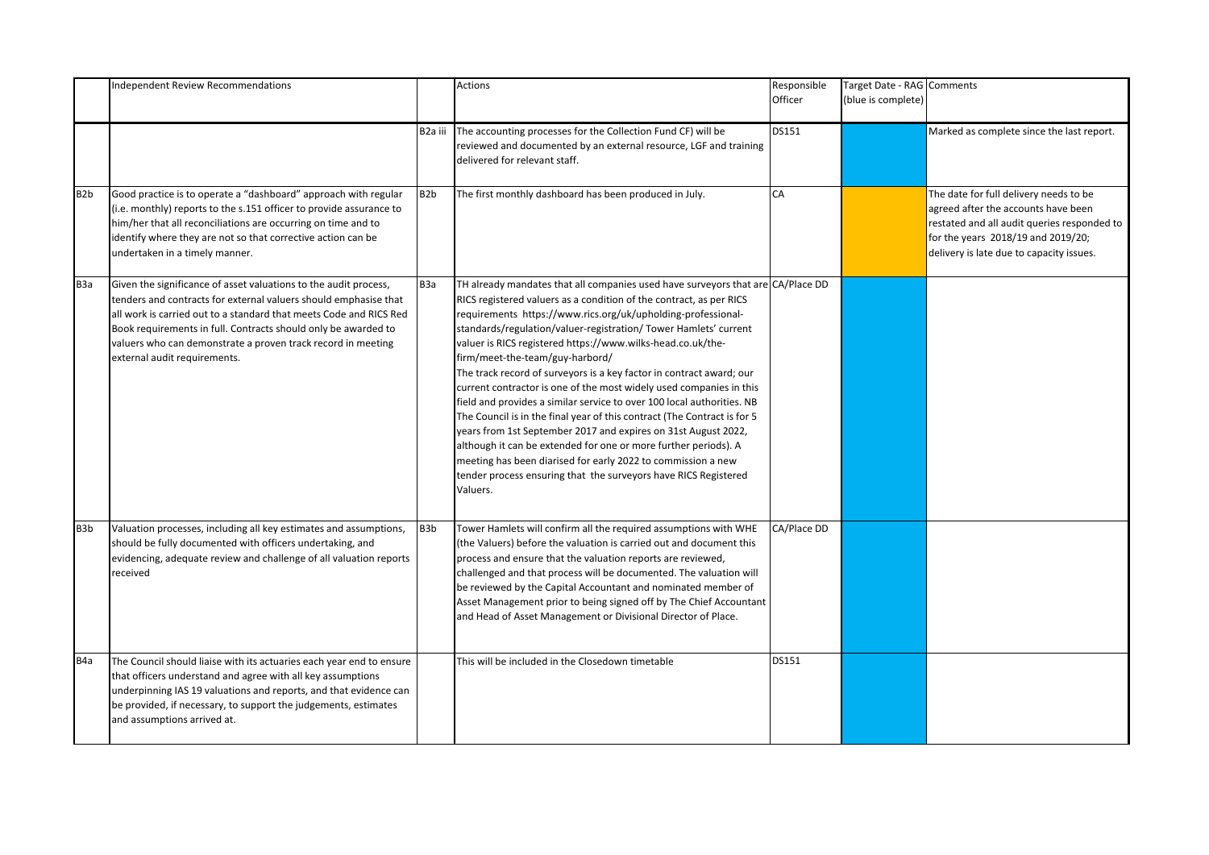|  | Independent Review Recommendations |  | Actions | Responsible Officer | Target Date - RAG (blue is complete) | Comments |
|---|---|---|---|---|---|---|
|  |  | B2a iii | The accounting processes for the Collection Fund CF) will be reviewed and documented by an external resource, LGF and training delivered for relevant staff. | DS151 |  | Marked as complete since the last report. |
| B2b | Good practice is to operate a "dashboard" approach with regular (i.e. monthly) reports to the s.151 officer to provide assurance to him/her that all reconciliations are occurring on time and to identify where they are not so that corrective action can be undertaken in a timely manner. | B2b | The first monthly dashboard has been produced in July. | CA |  | The date for full delivery needs to be agreed after the accounts have been restated and all audit queries responded to for the years 2018/19 and 2019/20; delivery is late due to capacity issues. |
| B3a | Given the significance of asset valuations to the audit process, tenders and contracts for external valuers should emphasise that all work is carried out to a standard that meets Code and RICS Red Book requirements in full. Contracts should only be awarded to valuers who can demonstrate a proven track record in meeting external audit requirements. | B3a | TH already mandates that all companies used have surveyors that are RICS registered valuers as a condition of the contract, as per RICS requirements https://www.rics.org/uk/upholding-professional-standards/regulation/valuer-registration/ Tower Hamlets' current valuer is RICS registered https://www.wilks-head.co.uk/the-firm/meet-the-team/guy-harbord/<br>The track record of surveyors is a key factor in contract award; our current contractor is one of the most widely used companies in this field and provides a similar service to over 100 local authorities. NB The Council is in the final year of this contract (The Contract is for 5 years from 1st September 2017 and expires on 31st August 2022, although it can be extended for one or more further periods). A meeting has been diarised for early 2022 to commission a new tender process ensuring that the surveyors have RICS Registered Valuers. | CA/Place DD |  |  |
| B3b | Valuation processes, including all key estimates and assumptions, should be fully documented with officers undertaking, and evidencing, adequate review and challenge of all valuation reports received | B3b | Tower Hamlets will confirm all the required assumptions with WHE (the Valuers) before the valuation is carried out and document this process and ensure that the valuation reports are reviewed, challenged and that process will be documented. The valuation will be reviewed by the Capital Accountant and nominated member of Asset Management prior to being signed off by The Chief Accountant and Head of Asset Management or Divisional Director of Place. | CA/Place DD |  |  |
| B4a | The Council should liaise with its actuaries each year end to ensure that officers understand and agree with all key assumptions underpinning IAS 19 valuations and reports, and that evidence can be provided, if necessary, to support the judgements, estimates and assumptions arrived at. |  | This will be included in the Closedown timetable | DS151 |  |  |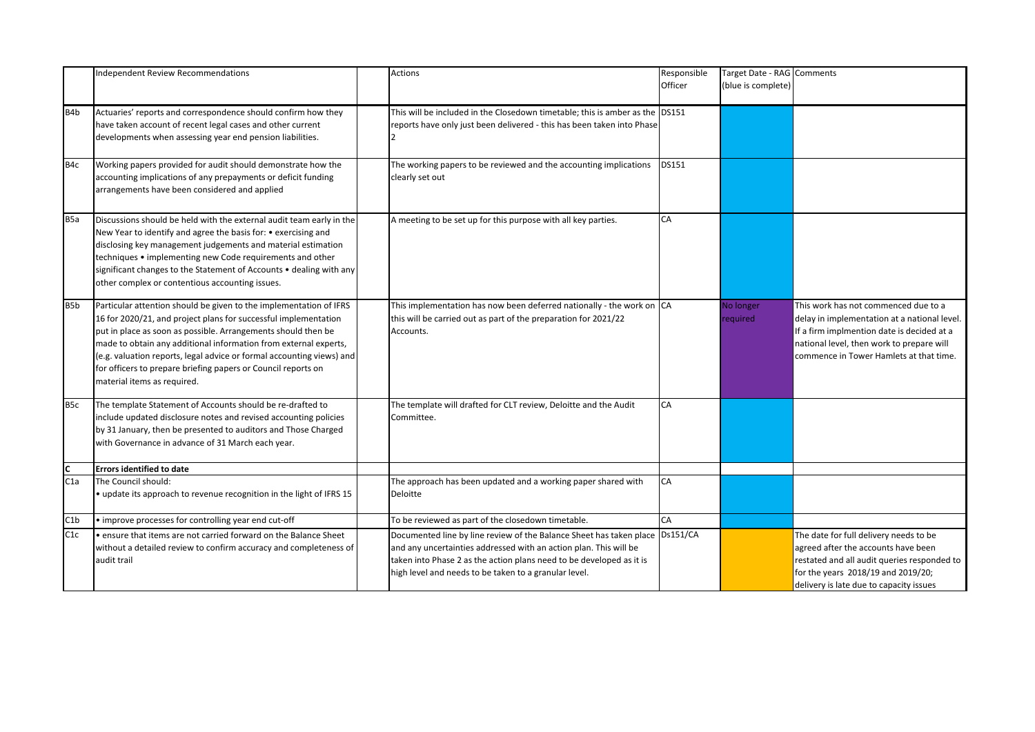| | Independent Review Recommendations | | Actions | Responsible Officer | Target Date - RAG (blue is complete) | Comments |
|---|---|---|---|---|---|---|
| B4b | Actuaries' reports and correspondence should confirm how they have taken account of recent legal cases and other current developments when assessing year end pension liabilities. | | This will be included in the Closedown timetable; this is amber as the reports have only just been delivered - this has been taken into Phase 2 | DS151 | | |
| B4c | Working papers provided for audit should demonstrate how the accounting implications of any prepayments or deficit funding arrangements have been considered and applied | | The working papers to be reviewed and the accounting implications clearly set out | DS151 | | |
| B5a | Discussions should be held with the external audit team early in the New Year to identify and agree the basis for: • exercising and disclosing key management judgements and material estimation techniques • implementing new Code requirements and other significant changes to the Statement of Accounts • dealing with any other complex or contentious accounting issues. | | A meeting to be set up for this purpose with all key parties. | CA | | |
| B5b | Particular attention should be given to the implementation of IFRS 16 for 2020/21, and project plans for successful implementation put in place as soon as possible. Arrangements should then be made to obtain any additional information from external experts, (e.g. valuation reports, legal advice or formal accounting views) and for officers to prepare briefing papers or Council reports on material items as required. | | This implementation has now been deferred nationally - the work on this will be carried out as part of the preparation for 2021/22 Accounts. | CA | No longer required | This work has not commenced due to a delay in implementation at a national level. If a firm implmention date is decided at a national level, then work to prepare will commence in Tower Hamlets at that time. |
| B5c | The template Statement of Accounts should be re-drafted to include updated disclosure notes and revised accounting policies by 31 January, then be presented to auditors and Those Charged with Governance in advance of 31 March each year. | | The template will drafted for CLT review, Deloitte and the Audit Committee. | CA | | |
| **C** | **Errors identified to date** | | | | | |
| C1a | The Council should:<br>• update its approach to revenue recognition in the light of IFRS 15 | | The approach has been updated and a working paper shared with Deloitte | CA | | |
| C1b | • improve processes for controlling year end cut-off | | To be reviewed as part of the closedown timetable. | CA | | |
| C1c | • ensure that items are not carried forward on the Balance Sheet without a detailed review to confirm accuracy and completeness of audit trail | | Documented line by line review of the Balance Sheet has taken place and any uncertainties addressed with an action plan. This will be taken into Phase 2 as the action plans need to be developed as it is high level and needs to be taken to a granular level. | Ds151/CA | | The date for full delivery needs to be agreed after the accounts have been restated and all audit queries responded to for the years 2018/19 and 2019/20; delivery is late due to capacity issues |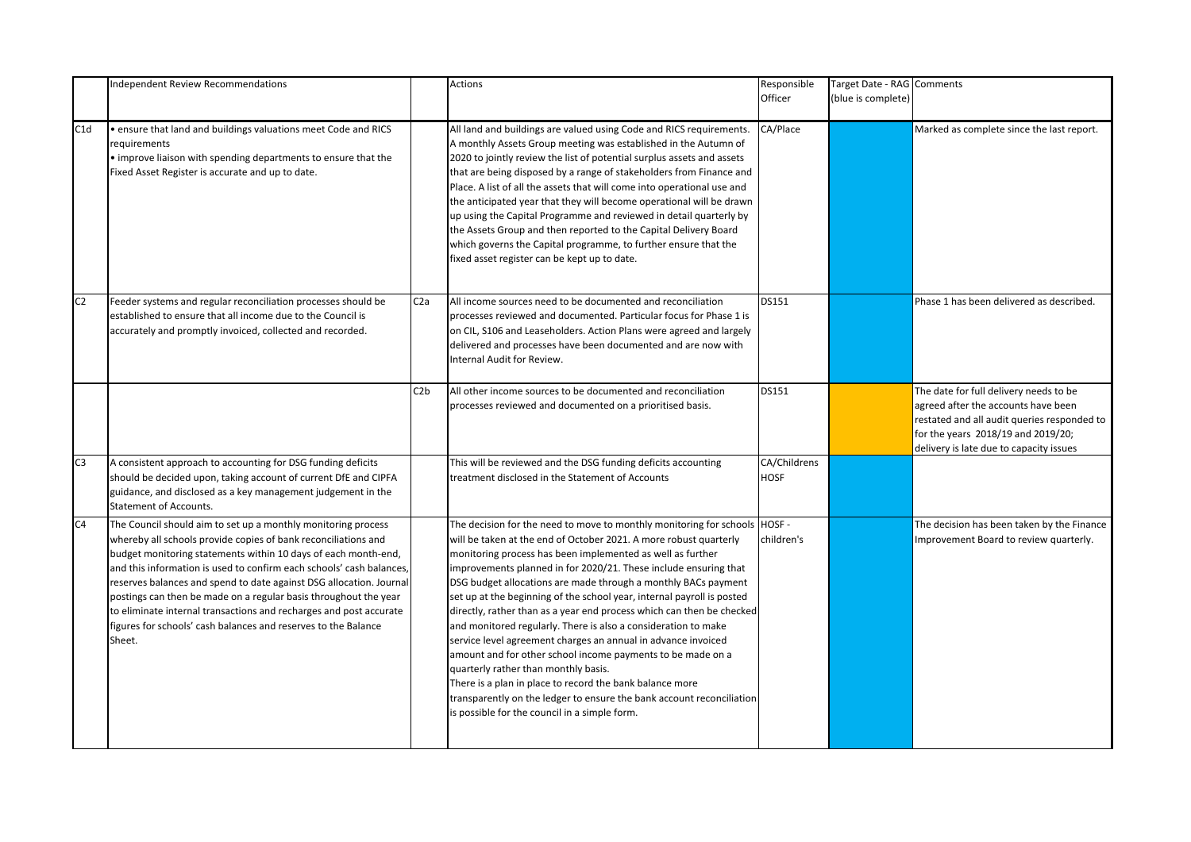| | Independent Review Recommendations | | Actions | Responsible Officer | Target Date - RAG (blue is complete) | Comments |
|---|---|---|---|---|---|---|
| C1d | • ensure that land and buildings valuations meet Code and RICS requirements<br>• improve liaison with spending departments to ensure that the Fixed Asset Register is accurate and up to date. | | All land and buildings are valued using Code and RICS requirements. A monthly Assets Group meeting was established in the Autumn of 2020 to jointly review the list of potential surplus assets and assets that are being disposed by a range of stakeholders from Finance and Place. A list of all the assets that will come into operational use and the anticipated year that they will become operational will be drawn up using the Capital Programme and reviewed in detail quarterly by the Assets Group and then reported to the Capital Delivery Board which governs the Capital programme, to further ensure that the fixed asset register can be kept up to date. | CA/Place | | Marked as complete since the last report. |
| C2 | Feeder systems and regular reconciliation processes should be established to ensure that all income due to the Council is accurately and promptly invoiced, collected and recorded. | C2a | All income sources need to be documented and reconciliation processes reviewed and documented. Particular focus for Phase 1 is on CIL, S106 and Leaseholders. Action Plans were agreed and largely delivered and processes have been documented and are now with Internal Audit for Review. | DS151 | | Phase 1 has been delivered as described. |
| | | C2b | All other income sources to be documented and reconciliation processes reviewed and documented on a prioritised basis. | DS151 | | The date for full delivery needs to be agreed after the accounts have been restated and all audit queries responded to for the years 2018/19 and 2019/20; delivery is late due to capacity issues |
| C3 | A consistent approach to accounting for DSG funding deficits should be decided upon, taking account of current DfE and CIPFA guidance, and disclosed as a key management judgement in the Statement of Accounts. | | This will be reviewed and the DSG funding deficits accounting treatment disclosed in the Statement of Accounts | CA/Childrens HOSF | | |
| C4 | The Council should aim to set up a monthly monitoring process whereby all schools provide copies of bank reconciliations and budget monitoring statements within 10 days of each month-end, and this information is used to confirm each schools' cash balances, reserves balances and spend to date against DSG allocation. Journal postings can then be made on a regular basis throughout the year to eliminate internal transactions and recharges and post accurate figures for schools' cash balances and reserves to the Balance Sheet. | | The decision for the need to move to monthly monitoring for schools will be taken at the end of October 2021. A more robust quarterly monitoring process has been implemented as well as further improvements planned in for 2020/21. These include ensuring that DSG budget allocations are made through a monthly BACs payment set up at the beginning of the school year, internal payroll is posted directly, rather than as a year end process which can then be checked and monitored regularly. There is also a consideration to make service level agreement charges an annual in advance invoiced amount and for other school income payments to be made on a quarterly rather than monthly basis.<br>There is a plan in place to record the bank balance more transparently on the ledger to ensure the bank account reconciliation is possible for the council in a simple form. | HOSF - children's | | The decision has been taken by the Finance Improvement Board to review quarterly. |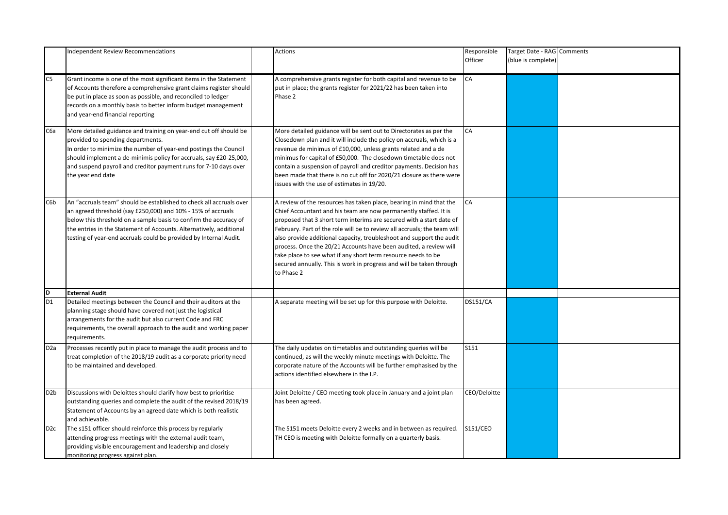| | Independent Review Recommendations | | Actions | Responsible Officer | Target Date - RAG (blue is complete) | Comments |
|---|---|---|---|---|---|---|
| C5 | Grant income is one of the most significant items in the Statement of Accounts therefore a comprehensive grant claims register should be put in place as soon as possible, and reconciled to ledger records on a monthly basis to better inform budget management and year-end financial reporting | | A comprehensive grants register for both capital and revenue to be put in place; the grants register for 2021/22 has been taken into Phase 2 | CA | | |
| C6a | More detailed guidance and training on year-end cut off should be provided to spending departments. In order to minimize the number of year-end postings the Council should implement a de-minimis policy for accruals, say £20-25,000, and suspend payroll and creditor payment runs for 7-10 days over the year end date | | More detailed guidance will be sent out to Directorates as per the Closedown plan and it will include the policy on accruals, which is a revenue de minimus of £10,000, unless grants related and a de minimus for capital of £50,000. The closedown timetable does not contain a suspension of payroll and creditor payments. Decision has been made that there is no cut off for 2020/21 closure as there were issues with the use of estimates in 19/20. | CA | | |
| C6b | An "accruals team" should be established to check all accruals over an agreed threshold (say £250,000) and 10% - 15% of accruals below this threshold on a sample basis to confirm the accuracy of the entries in the Statement of Accounts. Alternatively, additional testing of year-end accruals could be provided by Internal Audit. | | A review of the resources has taken place, bearing in mind that the Chief Accountant and his team are now permanently staffed. It is proposed that 3 short term interims are secured with a start date of February. Part of the role will be to review all accruals; the team will also provide additional capacity, troubleshoot and support the audit process. Once the 20/21 Accounts have been audited, a review will take place to see what if any short term resource needs to be secured annually. This is work in progress and will be taken through to Phase 2 | CA | | |
| **D** | **External Audit** | | | | | |
| D1 | Detailed meetings between the Council and their auditors at the planning stage should have covered not just the logistical arrangements for the audit but also current Code and FRC requirements, the overall approach to the audit and working paper requirements. | | A separate meeting will be set up for this purpose with Deloitte. | DS151/CA | | |
| D2a | Processes recently put in place to manage the audit process and to treat completion of the 2018/19 audit as a corporate priority need to be maintained and developed. | | The daily updates on timetables and outstanding queries will be continued, as will the weekly minute meetings with Deloitte. The corporate nature of the Accounts will be further emphasised by the actions identified elsewhere in the I.P. | S151 | | |
| D2b | Discussions with Deloittes should clarify how best to prioritise outstanding queries and complete the audit of the revised 2018/19 Statement of Accounts by an agreed date which is both realistic and achievable. | | Joint Deloitte / CEO meeting took place in January and a joint plan has been agreed. | CEO/Deloitte | | |
| D2c | The s151 officer should reinforce this process by regularly attending progress meetings with the external audit team, providing visible encouragement and leadership and closely monitoring progress against plan. | | The S151 meets Deloitte every 2 weeks and in between as required. TH CEO is meeting with Deloitte formally on a quarterly basis. | S151/CEO | | |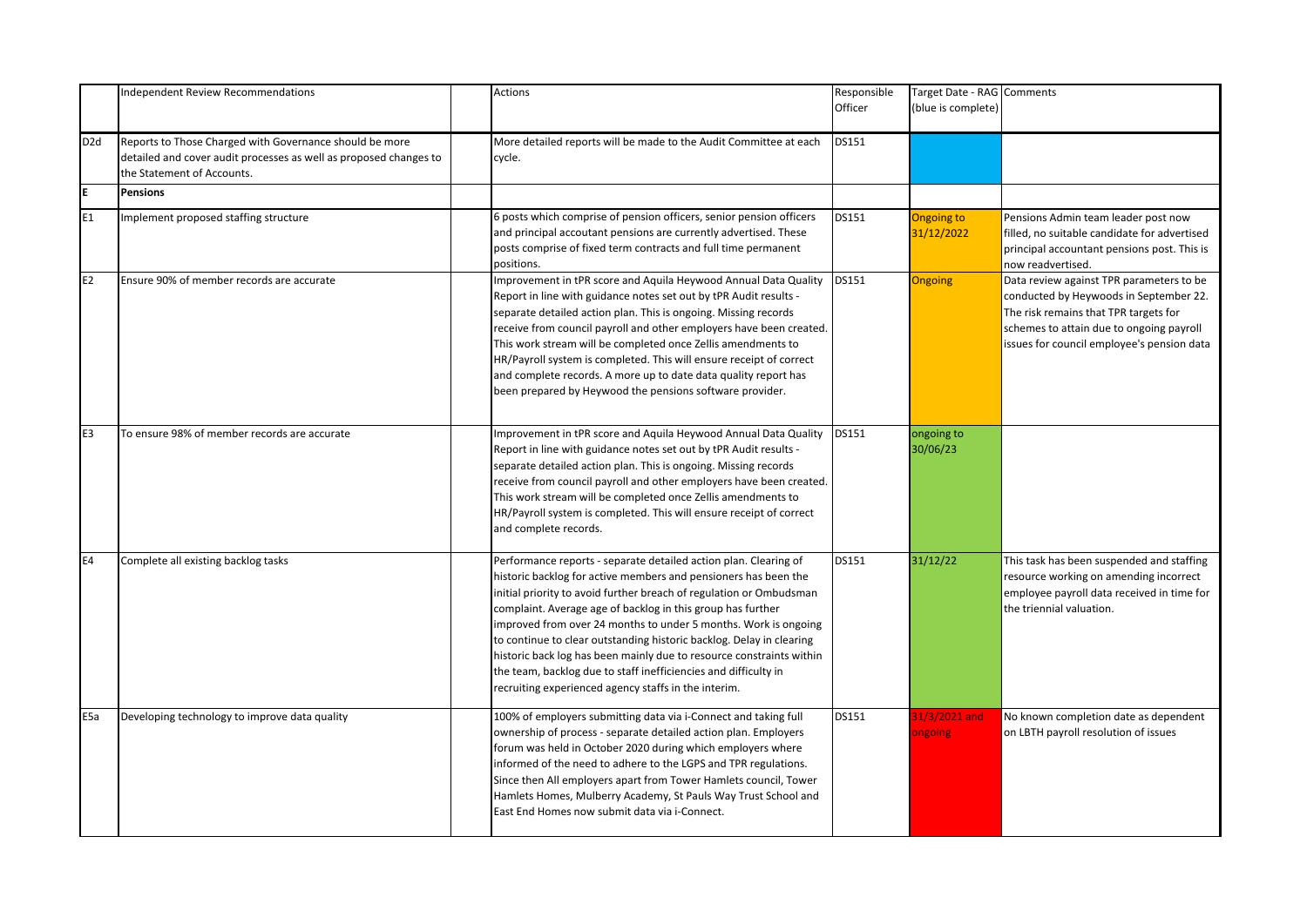| | Independent Review Recommendations | | Actions | Responsible Officer | Target Date - RAG (blue is complete) | Comments |
|---|---|---|---|---|---|---|
| D2d | Reports to Those Charged with Governance should be more detailed and cover audit processes as well as proposed changes to the Statement of Accounts. | | More detailed reports will be made to the Audit Committee at each cycle. | DS151 | | |
| **E** | **Pensions** | | | | | |
| E1 | Implement proposed staffing structure | | 6 posts which comprise of pension officers, senior pension officers and principal accoutant pensions are currently advertised. These posts comprise of fixed term contracts and full time permanent positions. | DS151 | Ongoing to 31/12/2022 | Pensions Admin team leader post now filled, no suitable candidate for advertised principal accountant pensions post. This is now readvertised. |
| E2 | Ensure 90% of member records are accurate | | Improvement in tPR score and Aquila Heywood Annual Data Quality Report in line with guidance notes set out by tPR Audit results - separate detailed action plan. This is ongoing. Missing records receive from council payroll and other employers have been created. This work stream will be completed once Zellis amendments to HR/Payroll system is completed. This will ensure receipt of correct and complete records. A more up to date data quality report has been prepared by Heywood the pensions software provider. | DS151 | Ongoing | Data review against TPR parameters to be conducted by Heywoods in September 22. The risk remains that TPR targets for schemes to attain due to ongoing payroll issues for council employee's pension data |
| E3 | To ensure 98% of member records are accurate | | Improvement in tPR score and Aquila Heywood Annual Data Quality Report in line with guidance notes set out by tPR Audit results - separate detailed action plan. This is ongoing. Missing records receive from council payroll and other employers have been created. This work stream will be completed once Zellis amendments to HR/Payroll system is completed. This will ensure receipt of correct and complete records. | DS151 | ongoing to 30/06/23 | |
| E4 | Complete all existing backlog tasks | | Performance reports - separate detailed action plan. Clearing of historic backlog for active members and pensioners has been the initial priority to avoid further breach of regulation or Ombudsman complaint. Average age of backlog in this group has further improved from over 24 months to under 5 months. Work is ongoing to continue to clear outstanding historic backlog. Delay in clearing historic back log has been mainly due to resource constraints within the team, backlog due to staff inefficiencies and difficulty in recruiting experienced agency staffs in the interim. | DS151 | 31/12/22 | This task has been suspended and staffing resource working on amending incorrect employee payroll data received in time for the triennial valuation. |
| E5a | Developing technology to improve data quality | | 100% of employers submitting data via i-Connect and taking full ownership of process - separate detailed action plan. Employers forum was held in October 2020 during which employers where informed of the need to adhere to the LGPS and TPR regulations. Since then All employers apart from Tower Hamlets council, Tower Hamlets Homes, Mulberry Academy, St Pauls Way Trust School and East End Homes now submit data via i-Connect. | DS151 | 31/3/2021 and ongoing | No known completion date as dependent on LBTH payroll resolution of issues |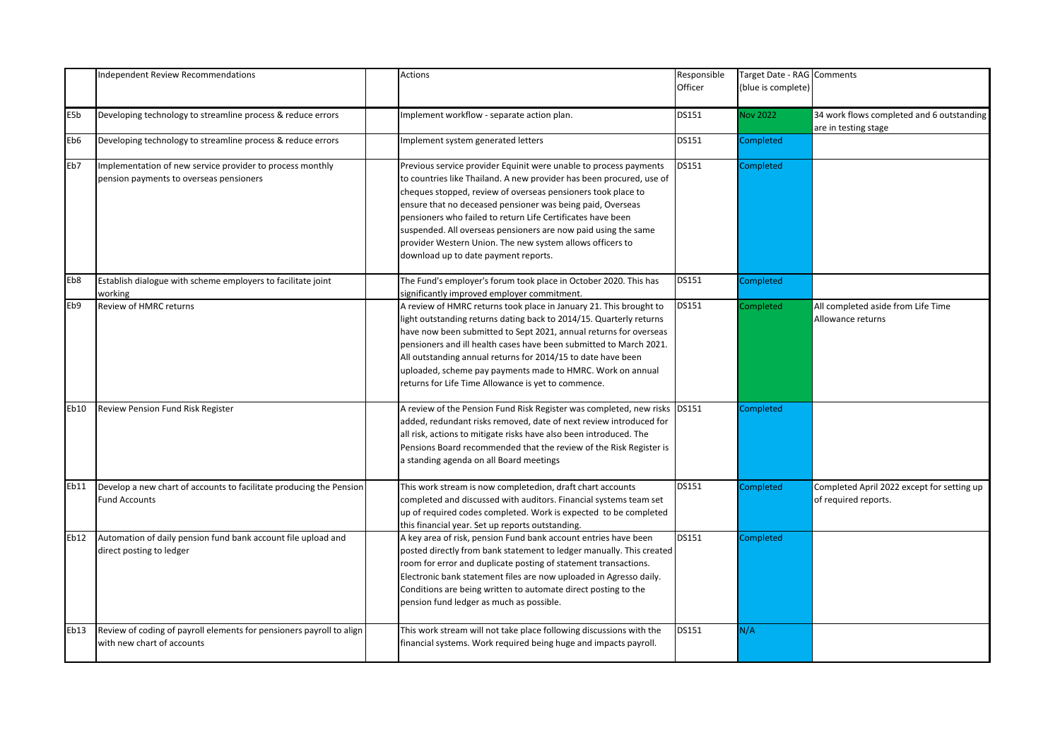| | Independent Review Recommendations | | Actions | Responsible Officer | Target Date - RAG (blue is complete) | Comments |
|---|---|---|---|---|---|---|
| E5b | Developing technology to streamline process & reduce errors | | Implement workflow - separate action plan. | DS151 | Nov 2022 | 34 work flows completed and 6 outstanding are in testing stage |
| Eb6 | Developing technology to streamline process & reduce errors | | Implement system generated letters | DS151 | Completed | |
| Eb7 | Implementation of new service provider to process monthly pension payments to overseas pensioners | | Previous service provider Equinit were unable to process payments to countries like Thailand. A new provider has been procured, use of cheques stopped, review of overseas pensioners took place to ensure that no deceased pensioner was being paid, Overseas pensioners who failed to return Life Certificates have been suspended. All overseas pensioners are now paid using the same provider Western Union. The new system allows officers to download up to date payment reports. | DS151 | Completed | |
| Eb8 | Establish dialogue with scheme employers to facilitate joint working | | The Fund's employer's forum took place in October 2020. This has significantly improved employer commitment. | DS151 | Completed | |
| Eb9 | Review of HMRC returns | | A review of HMRC returns took place in January 21. This brought to light outstanding returns dating back to 2014/15. Quarterly returns have now been submitted to Sept 2021, annual returns for overseas pensioners and ill health cases have been submitted to March 2021. All outstanding annual returns for 2014/15 to date have been uploaded, scheme pay payments made to HMRC. Work on annual returns for Life Time Allowance is yet to commence. | DS151 | Completed | All completed aside from Life Time Allowance returns |
| Eb10 | Review Pension Fund Risk Register | | A review of the Pension Fund Risk Register was completed, new risks added, redundant risks removed, date of next review introduced for all risk, actions to mitigate risks have also been introduced. The Pensions Board recommended that the review of the Risk Register is a standing agenda on all Board meetings | DS151 | Completed | |
| Eb11 | Develop a new chart of accounts to facilitate producing the Pension Fund Accounts | | This work stream is now completedion, draft chart accounts completed and discussed with auditors. Financial systems team set up of required codes completed. Work is expected to be completed this financial year. Set up reports outstanding. | DS151 | Completed | Completed April 2022 except for setting up of required reports. |
| Eb12 | Automation of daily pension fund bank account file upload and direct posting to ledger | | A key area of risk, pension Fund bank account entries have been posted directly from bank statement to ledger manually. This created room for error and duplicate posting of statement transactions. Electronic bank statement files are now uploaded in Agresso daily. Conditions are being written to automate direct posting to the pension fund ledger as much as possible. | DS151 | Completed | |
| Eb13 | Review of coding of payroll elements for pensioners payroll to align with new chart of accounts | | This work stream will not take place following discussions with the financial systems. Work required being huge and impacts payroll. | DS151 | N/A | |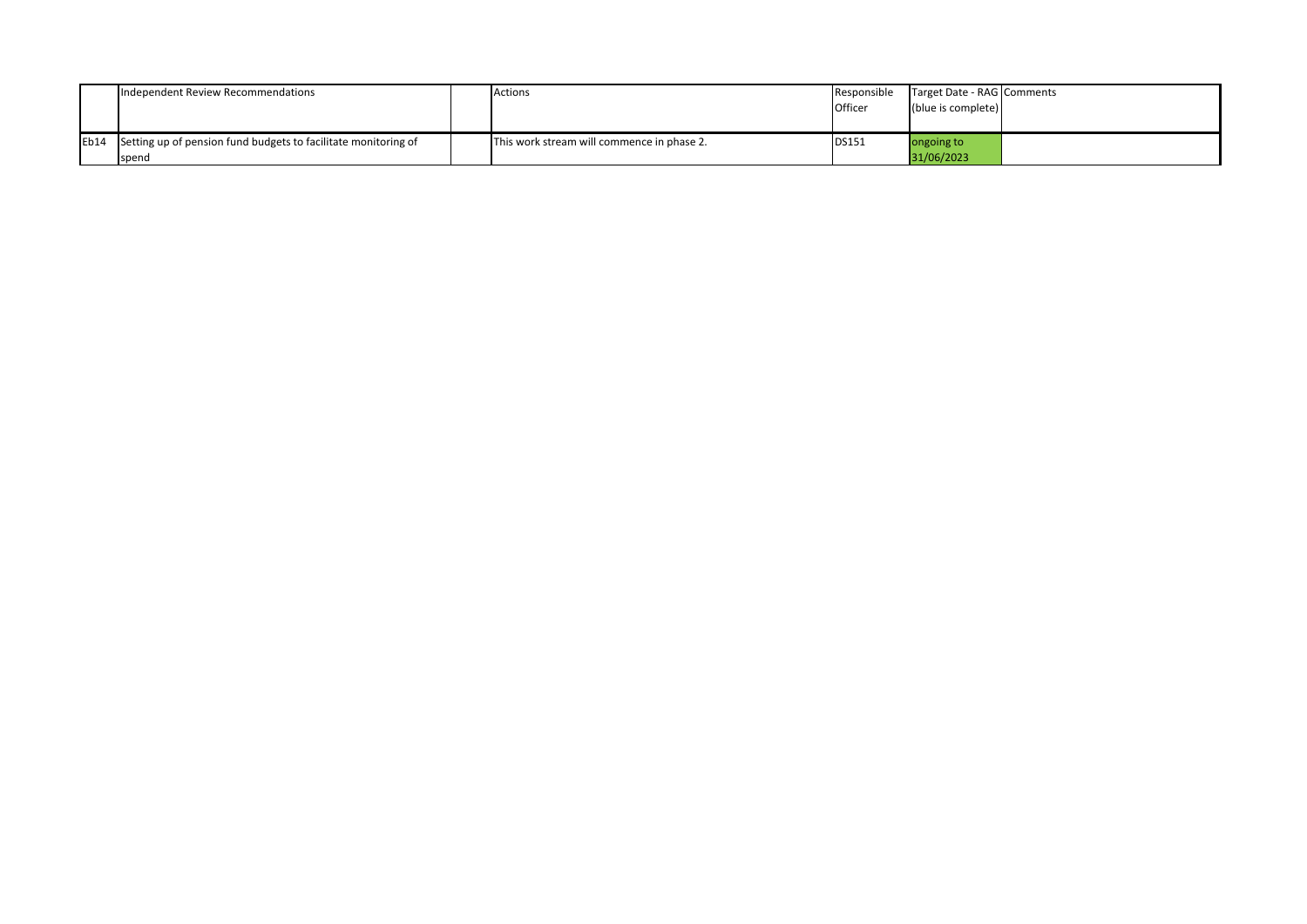| | Independent Review Recommendations | | Actions | Responsible Officer | Target Date - RAG (blue is complete) | Comments |
|---|---|---|---|---|---|---|
| Eb14 | Setting up of pension fund budgets to facilitate monitoring of spend | | This work stream will commence in phase 2. | DS151 | ongoing to 31/06/2023 | |